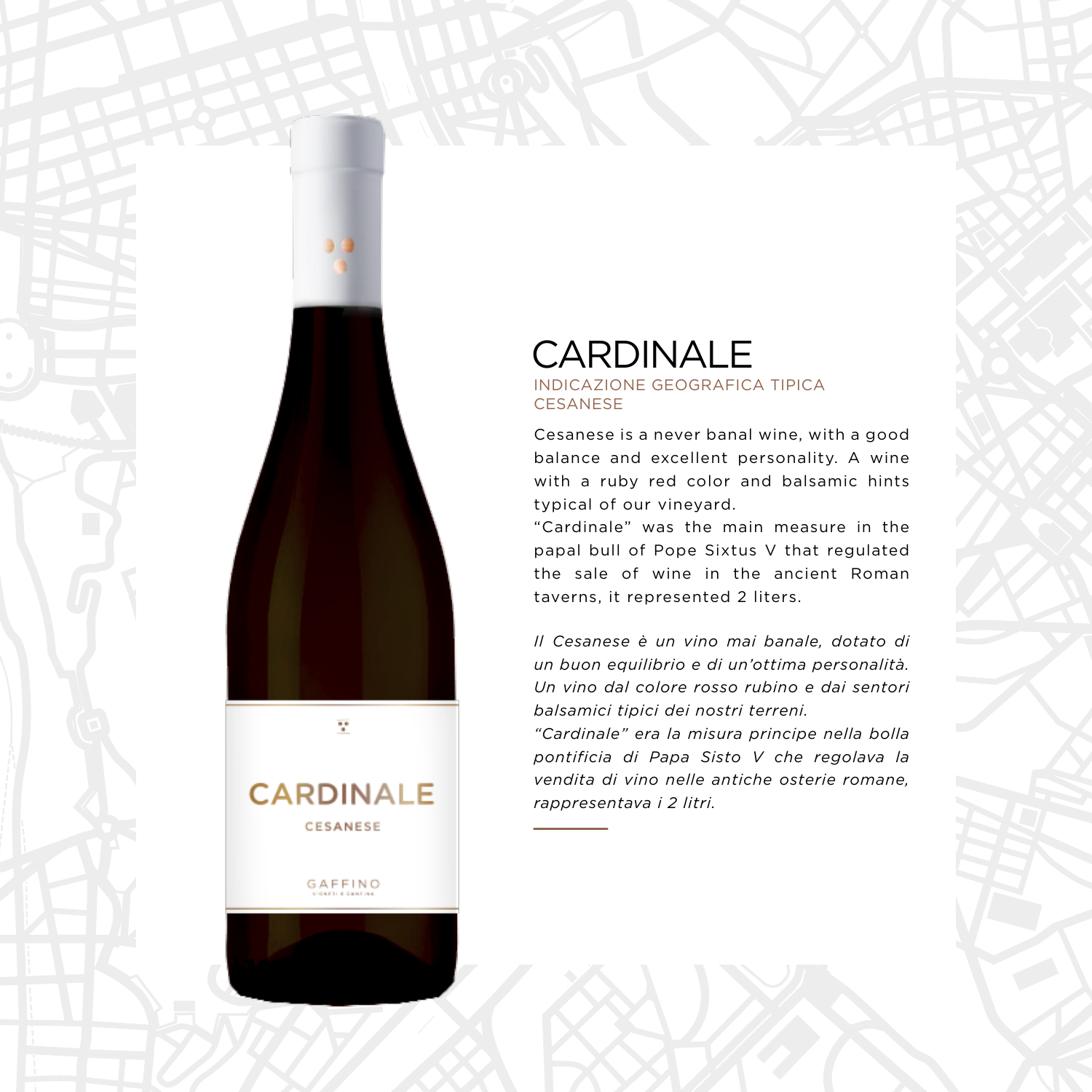# CARDINALE

INDICAZIONE GEOGRAFICA TIPICA
CESANESE

Cesanese is a never banal wine, with a good balance and excellent personality. A wine with a ruby red color and balsamic hints typical of our vineyard.
"Cardinale" was the main measure in the papal bull of Pope Sixtus V that regulated the sale of wine in the ancient Roman taverns, it represented 2 liters.

*Il Cesanese è un vino mai banale, dotato di un buon equilibrio e di un'ottima personalità. Un vino dal colore rosso rubino e dai sentori balsamici tipici dei nostri terreni.*
*"Cardinale" era la misura principe nella bolla pontificia di Papa Sisto V che regolava la vendita di vino nelle antiche osterie romane, rappresentava i 2 litri.*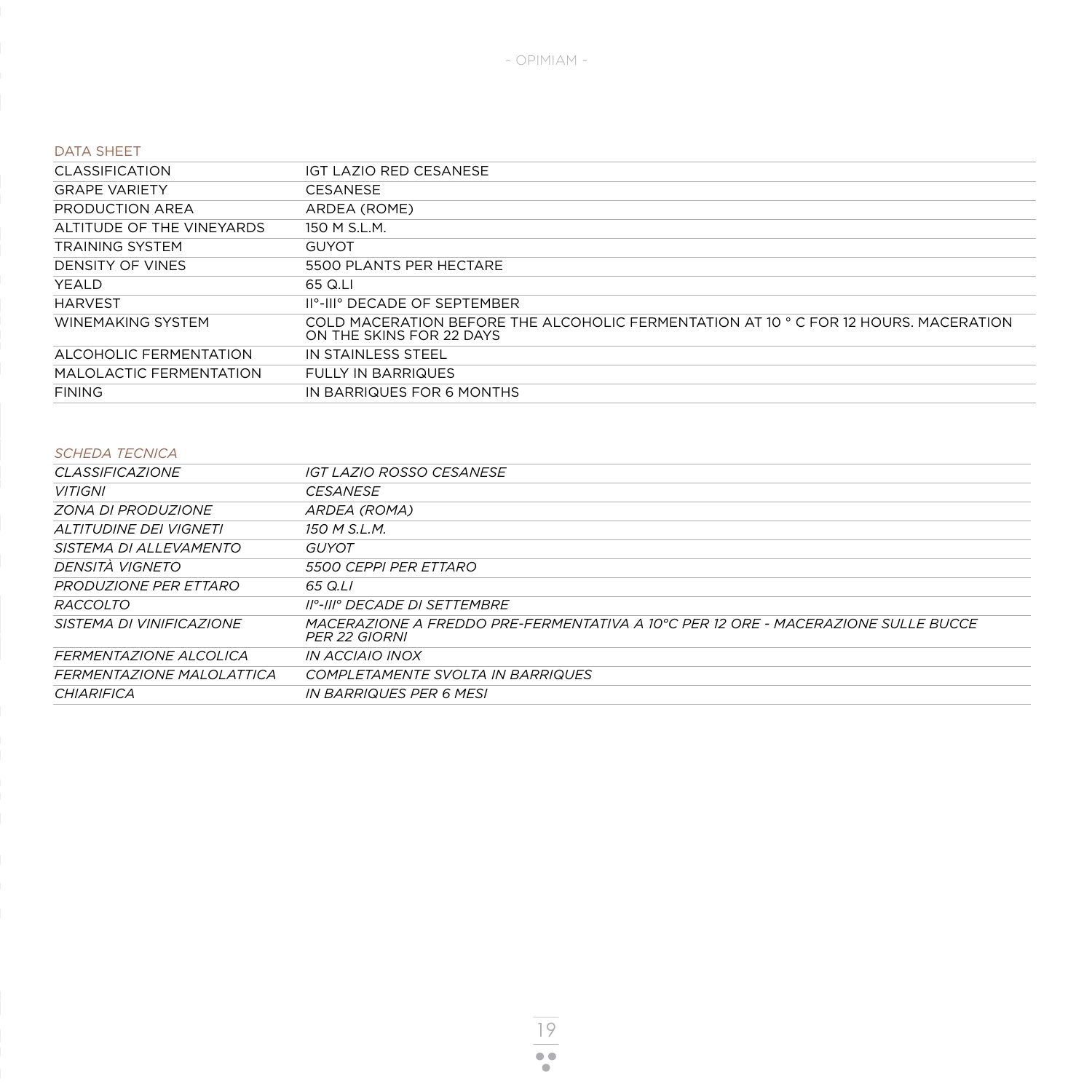DATA SHEET

| | |
|---|---|
| CLASSIFICATION | IGT LAZIO RED CESANESE |
| GRAPE VARIETY | CESANESE |
| PRODUCTION AREA | ARDEA (ROME) |
| ALTITUDE OF THE VINEYARDS | 150 M S.L.M. |
| TRAINING SYSTEM | GUYOT |
| DENSITY OF VINES | 5500 PLANTS PER HECTARE |
| YEALD | 65 Q.LI |
| HARVEST | II°-III° DECADE OF SEPTEMBER |
| WINEMAKING SYSTEM | COLD MACERATION BEFORE THE ALCOHOLIC FERMENTATION AT 10 ° C FOR 12 HOURS. MACERATION ON THE SKINS FOR 22 DAYS |
| ALCOHOLIC FERMENTATION | IN STAINLESS STEEL |
| MALOLACTIC FERMENTATION | FULLY IN BARRIQUES |
| FINING | IN BARRIQUES FOR 6 MONTHS |

*SCHEDA TECNICA*

| | |
|---|---|
| *CLASSIFICAZIONE* | *IGT LAZIO ROSSO CESANESE* |
| *VITIGNI* | *CESANESE* |
| *ZONA DI PRODUZIONE* | *ARDEA (ROMA)* |
| *ALTITUDINE DEI VIGNETI* | *150 M S.L.M.* |
| *SISTEMA DI ALLEVAMENTO* | *GUYOT* |
| *DENSITÀ VIGNETO* | *5500 CEPPI PER ETTARO* |
| *PRODUZIONE PER ETTARO* | *65 Q.LI* |
| *RACCOLTO* | *II°-III° DECADE DI SETTEMBRE* |
| *SISTEMA DI VINIFICAZIONE* | *MACERAZIONE A FREDDO PRE-FERMENTATIVA A 10°C PER 12 ORE - MACERAZIONE SULLE BUCCE PER 22 GIORNI* |
| *FERMENTAZIONE ALCOLICA* | *IN ACCIAIO INOX* |
| *FERMENTAZIONE MALOLATTICA* | *COMPLETAMENTE SVOLTA IN BARRIQUES* |
| *CHIARIFICA* | *IN BARRIQUES PER 6 MESI* |